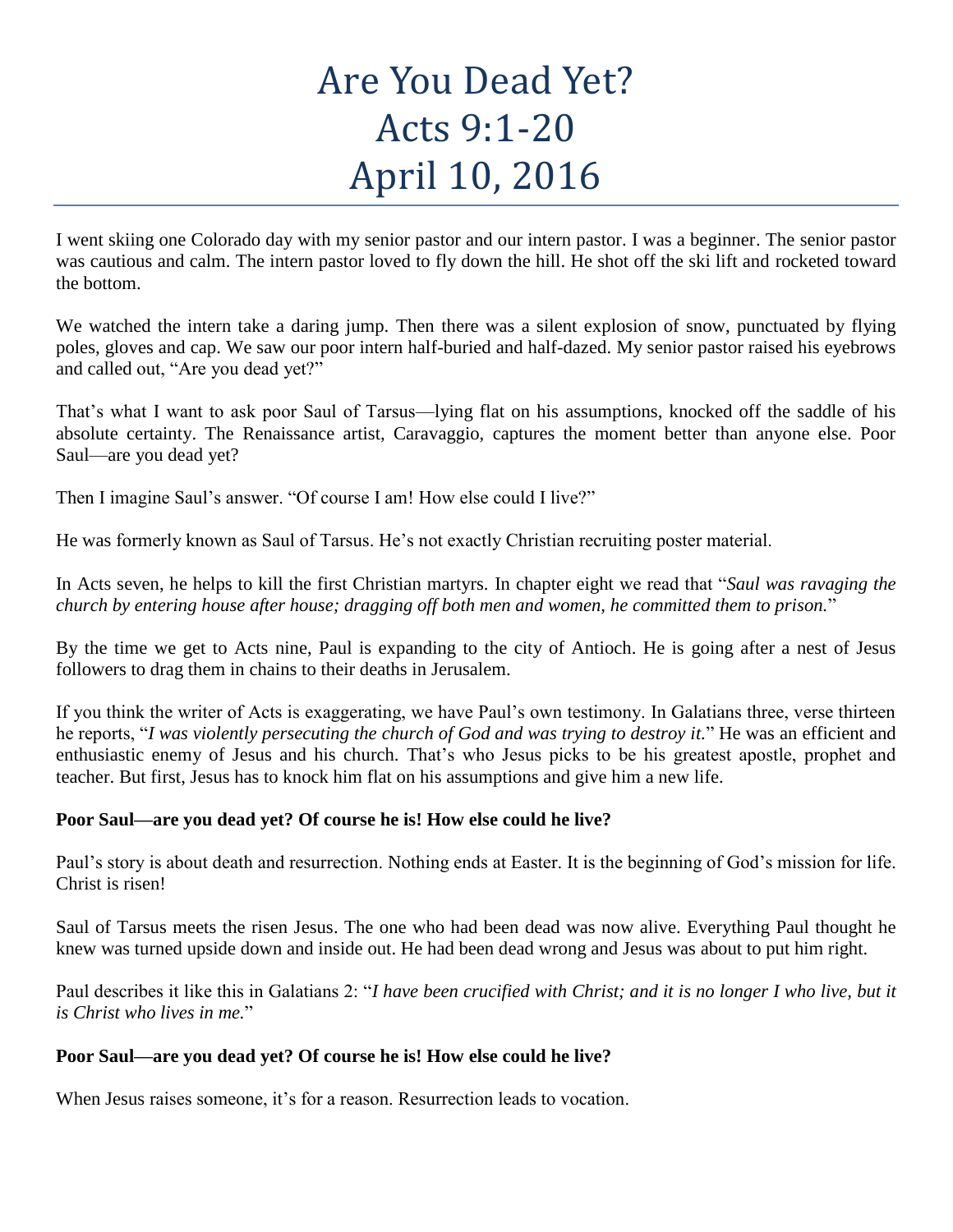# Are You Dead Yet?
# Acts 9:1-20
# April 10, 2016

I went skiing one Colorado day with my senior pastor and our intern pastor. I was a beginner. The senior pastor was cautious and calm. The intern pastor loved to fly down the hill. He shot off the ski lift and rocketed toward the bottom.

We watched the intern take a daring jump. Then there was a silent explosion of snow, punctuated by flying poles, gloves and cap. We saw our poor intern half-buried and half-dazed. My senior pastor raised his eyebrows and called out, "Are you dead yet?"

That's what I want to ask poor Saul of Tarsus—lying flat on his assumptions, knocked off the saddle of his absolute certainty. The Renaissance artist, Caravaggio, captures the moment better than anyone else. Poor Saul—are you dead yet?

Then I imagine Saul's answer. "Of course I am! How else could I live?"

He was formerly known as Saul of Tarsus. He's not exactly Christian recruiting poster material.

In Acts seven, he helps to kill the first Christian martyrs. In chapter eight we read that "*Saul was ravaging the church by entering house after house; dragging off both men and women, he committed them to prison.*"

By the time we get to Acts nine, Paul is expanding to the city of Antioch. He is going after a nest of Jesus followers to drag them in chains to their deaths in Jerusalem.

If you think the writer of Acts is exaggerating, we have Paul's own testimony. In Galatians three, verse thirteen he reports, "*I was violently persecuting the church of God and was trying to destroy it.*" He was an efficient and enthusiastic enemy of Jesus and his church. That's who Jesus picks to be his greatest apostle, prophet and teacher. But first, Jesus has to knock him flat on his assumptions and give him a new life.

**Poor Saul—are you dead yet? Of course he is! How else could he live?**

Paul's story is about death and resurrection. Nothing ends at Easter. It is the beginning of God's mission for life. Christ is risen!

Saul of Tarsus meets the risen Jesus. The one who had been dead was now alive. Everything Paul thought he knew was turned upside down and inside out. He had been dead wrong and Jesus was about to put him right.

Paul describes it like this in Galatians 2: "*I have been crucified with Christ; and it is no longer I who live, but it is Christ who lives in me.*"

**Poor Saul—are you dead yet? Of course he is! How else could he live?**

When Jesus raises someone, it's for a reason. Resurrection leads to vocation.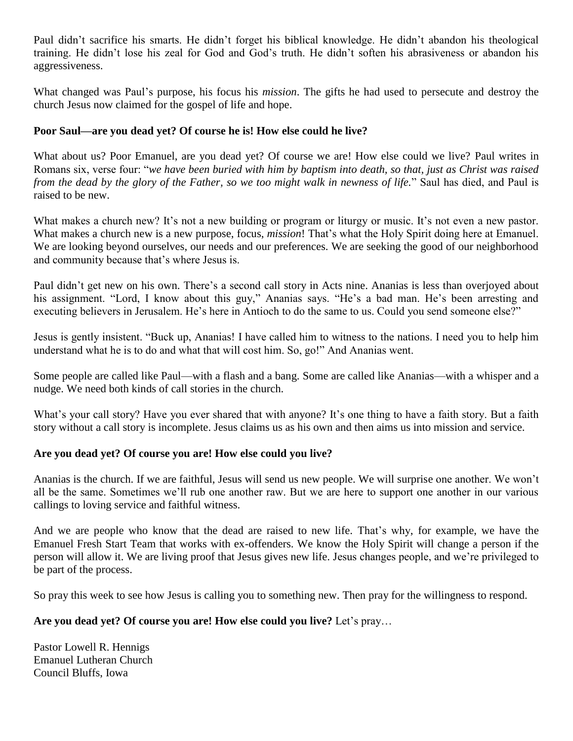Paul didn't sacrifice his smarts. He didn't forget his biblical knowledge. He didn't abandon his theological training. He didn't lose his zeal for God and God's truth. He didn't soften his abrasiveness or abandon his aggressiveness.

What changed was Paul's purpose, his focus his *mission*. The gifts he had used to persecute and destroy the church Jesus now claimed for the gospel of life and hope.

**Poor Saul—are you dead yet? Of course he is! How else could he live?**

What about us? Poor Emanuel, are you dead yet? Of course we are! How else could we live? Paul writes in Romans six, verse four: "*we have been buried with him by baptism into death, so that, just as Christ was raised from the dead by the glory of the Father, so we too might walk in newness of life.*" Saul has died, and Paul is raised to be new.

What makes a church new? It's not a new building or program or liturgy or music. It's not even a new pastor. What makes a church new is a new purpose, focus, *mission*! That's what the Holy Spirit doing here at Emanuel. We are looking beyond ourselves, our needs and our preferences. We are seeking the good of our neighborhood and community because that's where Jesus is.

Paul didn't get new on his own. There's a second call story in Acts nine. Ananias is less than overjoyed about his assignment. "Lord, I know about this guy," Ananias says. "He's a bad man. He's been arresting and executing believers in Jerusalem. He's here in Antioch to do the same to us. Could you send someone else?"

Jesus is gently insistent. "Buck up, Ananias! I have called him to witness to the nations. I need you to help him understand what he is to do and what that will cost him. So, go!" And Ananias went.

Some people are called like Paul—with a flash and a bang. Some are called like Ananias—with a whisper and a nudge. We need both kinds of call stories in the church.

What's your call story? Have you ever shared that with anyone? It's one thing to have a faith story. But a faith story without a call story is incomplete. Jesus claims us as his own and then aims us into mission and service.

**Are you dead yet? Of course you are! How else could you live?**

Ananias is the church. If we are faithful, Jesus will send us new people. We will surprise one another. We won't all be the same. Sometimes we'll rub one another raw. But we are here to support one another in our various callings to loving service and faithful witness.

And we are people who know that the dead are raised to new life. That's why, for example, we have the Emanuel Fresh Start Team that works with ex-offenders. We know the Holy Spirit will change a person if the person will allow it. We are living proof that Jesus gives new life. Jesus changes people, and we're privileged to be part of the process.

So pray this week to see how Jesus is calling you to something new. Then pray for the willingness to respond.

**Are you dead yet? Of course you are! How else could you live?** Let's pray…

Pastor Lowell R. Hennigs
Emanuel Lutheran Church
Council Bluffs, Iowa